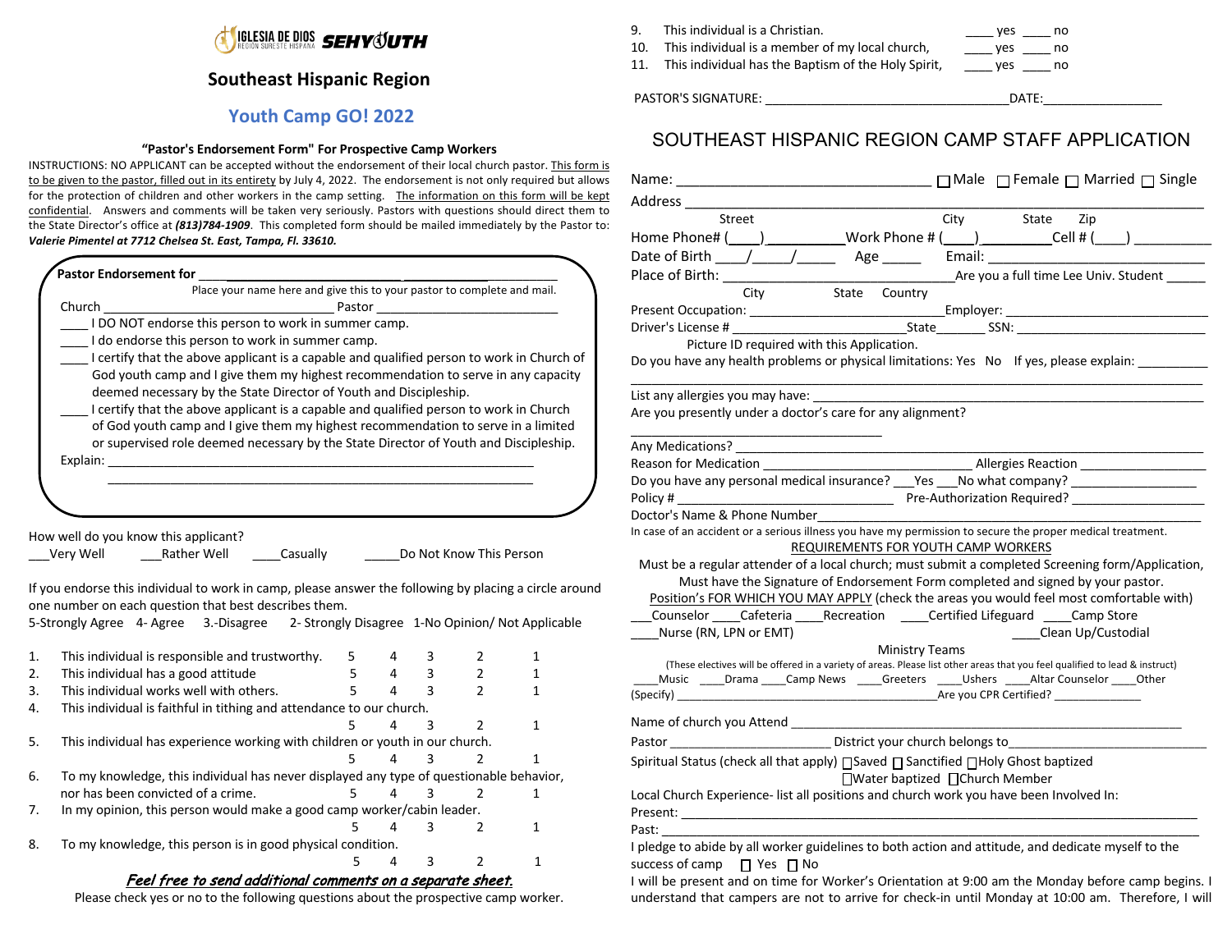IGLESIA DE DIOS REGION SURESTE HISPANA **SEHYOUTH**

## Southeast Hispanic Region

## Youth Camp GO! 2022

### "Pastor's Endorsement Form" For Prospective Camp Workers

INSTRUCTIONS: NO APPLICANT can be accepted without the endorsement of their local church pastor. This form is to be given to the pastor, filled out in its entirety by July 4, 2022. The endorsement is not only required but allows for the protection of children and other workers in the camp setting. The information on this form will be kept confidential. Answers and comments will be taken very seriously. Pastors with questions should direct them to the State Director's office at ***(813)784-1909***. This completed form should be mailed immediately by the Pastor to: ***Valerie Pimentel at 7712 Chelsea St. East, Tampa, Fl. 33610.***

**Pastor Endorsement for** ____________________________________________
Place your name here and give this to your pastor to complete and mail.

Church ____________________________ Pastor __________________________

____ I DO NOT endorse this person to work in summer camp.

____ I do endorse this person to work in summer camp.

____ I certify that the above applicant is a capable and qualified person to work in Church of God youth camp and I give them my highest recommendation to serve in any capacity deemed necessary by the State Director of Youth and Discipleship.

____ I certify that the above applicant is a capable and qualified person to work in Church of God youth camp and I give them my highest recommendation to serve in a limited or supervised role deemed necessary by the State Director of Youth and Discipleship.

Explain: ____________________________________________________________
____________________________________________________________

How well do you know this applicant?

___Very Well ___Rather Well ____Casually _____Do Not Know This Person

If you endorse this individual to work in camp, please answer the following by placing a circle around one number on each question that best describes them.

5-Strongly Agree 4- Agree 3.-Disagree 2- Strongly Disagree 1-No Opinion/ Not Applicable

| | | | | | | |
|---|---|---|---|---|---|---|
| 1. | This individual is responsible and trustworthy. | 5 | 4 | 3 | 2 | 1 |
| 2. | This individual has a good attitude | 5 | 4 | 3 | 2 | 1 |
| 3. | This individual works well with others. | 5 | 4 | 3 | 2 | 1 |
| 4. | This individual is faithful in tithing and attendance to our church. | 5 | 4 | 3 | 2 | 1 |
| 5. | This individual has experience working with children or youth in our church. | 5 | 4 | 3 | 2 | 1 |
| 6. | To my knowledge, this individual has never displayed any type of questionable behavior, nor has been convicted of a crime. | 5 | 4 | 3 | 2 | 1 |
| 7. | In my opinion, this person would make a good camp worker/cabin leader. | 5 | 4 | 3 | 2 | 1 |
| 8. | To my knowledge, this person is in good physical condition. | 5 | 4 | 3 | 2 | 1 |

***Feel free to send additional comments on a separate sheet.***

Please check yes or no to the following questions about the prospective camp worker.

9. This individual is a Christian. ____ yes ____ no
10. This individual is a member of my local church, ____ yes ____ no
11. This individual has the Baptism of the Holy Spirit, ____ yes ____ no

PASTOR'S SIGNATURE: ________________________________DATE:________________

## SOUTHEAST HISPANIC REGION CAMP STAFF APPLICATION

Name: ______________________________ ☐ Male ☐ Female ☐ Married ☐ Single

Address ____________________________________________________________
Street City State Zip

Home Phone# (____)__________Work Phone # (____)__________Cell # (____) __________

Date of Birth ____/_____/_____ Age _____ Email: ____________________________

Place of Birth: ______________________________Are you a full time Lee Univ. Student _____
City State Country

Present Occupation: __________________________Employer: ___________________________

Driver's License # ______________________State_______ SSN: _________________________

Picture ID required with this Application.

Do you have any health problems or physical limitations: Yes No If yes, please explain: __________
____________________________________________________________

List any allergies you may have: _______________________________________________

Are you presently under a doctor's care for any alignment?
______________________________

Any Medications? ___________________________________________________________

Reason for Medication ___________________________ Allergies Reaction _________________

Do you have any personal medical insurance? ___Yes ___No what company? ________________

Policy # __________________________ Pre-Authorization Required? ___________________

Doctor's Name & Phone Number_______________________________________________

In case of an accident or a serious illness you have my permission to secure the proper medical treatment.

REQUIREMENTS FOR YOUTH CAMP WORKERS

Must be a regular attender of a local church; must submit a completed Screening form/Application, Must have the Signature of Endorsement Form completed and signed by your pastor.

Position's FOR WHICH YOU MAY APPLY (check the areas you would feel most comfortable with)

___Counselor ____Cafeteria ____Recreation ____Certified Lifeguard ____Camp Store
____Nurse (RN, LPN or EMT) ____Clean Up/Custodial

Ministry Teams

(These electives will be offered in a variety of areas. Please list other areas that you feel qualified to lead & instruct)

____Music ____Drama ____Camp News ____Greeters ____Ushers ____Altar Counselor ____Other

(Specify) ______________________________________Are you CPR Certified? _____________

Name of church you Attend ___________________________________________________

Pastor _______________________ District your church belongs to_____________________

Spiritual Status (check all that apply) ☐Saved ☐ Sanctified ☐Holy Ghost baptized
☐Water baptized ☐Church Member

Local Church Experience- list all positions and church work you have been Involved In:

Present: ____________________________________________________________

Past: ______________________________________________________________

I pledge to abide by all worker guidelines to both action and attitude, and dedicate myself to the success of camp ☐ Yes ☐ No

I will be present and on time for Worker's Orientation at 9:00 am the Monday before camp begins. I understand that campers are not to arrive for check-in until Monday at 10:00 am. Therefore, I will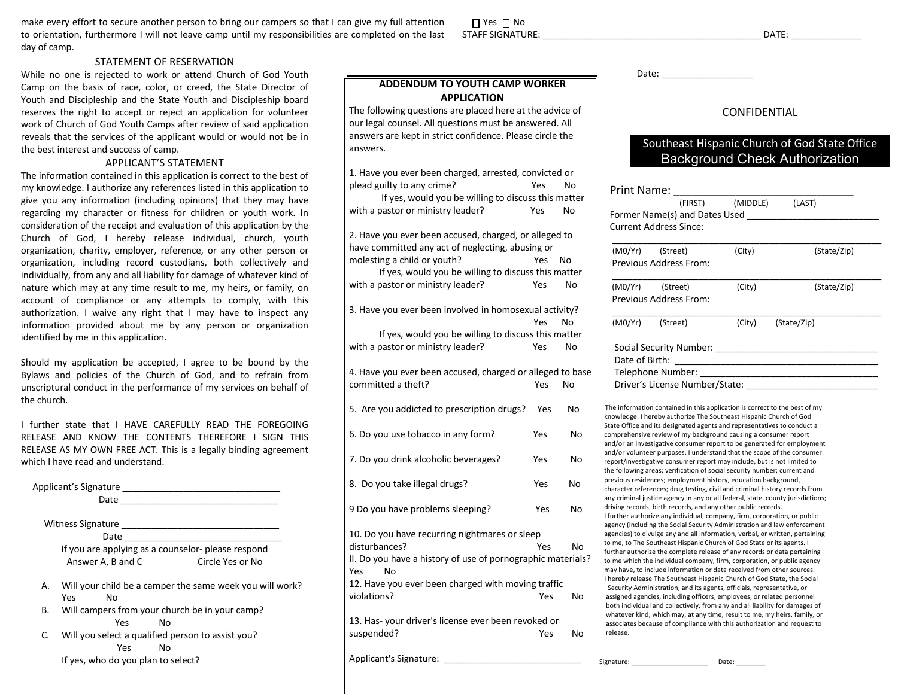make every effort to secure another person to bring our campers so that I can give my full attention to orientation, furthermore I will not leave camp until my responsibilities are completed on the last day of camp.

☐ Yes ☐ No
STAFF SIGNATURE: ___________________________________________ DATE: ______________

## STATEMENT OF RESERVATION

While no one is rejected to work or attend Church of God Youth Camp on the basis of race, color, or creed, the State Director of Youth and Discipleship and the State Youth and Discipleship board reserves the right to accept or reject an application for volunteer work of Church of God Youth Camps after review of said application reveals that the services of the applicant would or would not be in the best interest and success of camp.

## APPLICANT'S STATEMENT

The information contained in this application is correct to the best of my knowledge. I authorize any references listed in this application to give you any information (including opinions) that they may have regarding my character or fitness for children or youth work. In consideration of the receipt and evaluation of this application by the Church of God, I hereby release individual, church, youth organization, charity, employer, reference, or any other person or organization, including record custodians, both collectively and individually, from any and all liability for damage of whatever kind of nature which may at any time result to me, my heirs, or family, on account of compliance or any attempts to comply, with this authorization. I waive any right that I may have to inspect any information provided about me by any person or organization identified by me in this application.

Should my application be accepted, I agree to be bound by the Bylaws and policies of the Church of God, and to refrain from unscriptural conduct in the performance of my services on behalf of the church.

I further state that I HAVE CAREFULLY READ THE FOREGOING RELEASE AND KNOW THE CONTENTS THEREFORE I SIGN THIS RELEASE AS MY OWN FREE ACT. This is a legally binding agreement which I have read and understand.

Applicant's Signature _______________________________
Date _______________________________

Witness Signature _______________________________
Date _______________________________

If you are applying as a counselor- please respond Answer A, B and C     Circle Yes or No

A. Will your child be a camper the same week you will work?
   Yes     No
B. Will campers from your church be in your camp?
   Yes     No
C. Will you select a qualified person to assist you?
   Yes     No
   If yes, who do you plan to select?

## ADDENDUM TO YOUTH CAMP WORKER APPLICATION

The following questions are placed here at the advice of our legal counsel. All questions must be answered. All answers are kept in strict confidence. Please circle the answers.

1. Have you ever been charged, arrested, convicted or plead guilty to any crime? Yes No
   If yes, would you be willing to discuss this matter with a pastor or ministry leader? Yes No

2. Have you ever been accused, charged, or alleged to have committed any act of neglecting, abusing or molesting a child or youth? Yes No
   If yes, would you be willing to discuss this matter with a pastor or ministry leader? Yes No

3. Have you ever been involved in homosexual activity? Yes No
   If yes, would you be willing to discuss this matter with a pastor or ministry leader? Yes No

4. Have you ever been accused, charged or alleged to base committed a theft? Yes No

5. Are you addicted to prescription drugs? Yes No

6. Do you use tobacco in any form? Yes No

7. Do you drink alcoholic beverages? Yes No

8. Do you take illegal drugs? Yes No

9 Do you have problems sleeping? Yes No

10. Do you have recurring nightmares or sleep disturbances? Yes No

II. Do you have a history of use of pornographic materials? Yes No

12. Have you ever been charged with moving traffic violations? Yes No

13. Has- your driver's license ever been revoked or suspended? Yes No

Applicant's Signature: ___________________________

Date: _________________

CONFIDENTIAL

## Southeast Hispanic Church of God State Office
## Background Check Authorization

Print Name: _________________________________
(FIRST) (MIDDLE) (LAST)

Former Name(s) and Dates Used ___________________________

Current Address Since:

_____________________________________________________
(M0/Yr) (Street) (City) (State/Zip)

Previous Address From:

_____________________________________________________
(M0/Yr) (Street) (City) (State/Zip)

Previous Address From:

_____________________________________________________
(M0/Yr) (Street) (City) (State/Zip)

Social Security Number: ________________________________
Date of Birth: ________________________________________
Telephone Number: ____________________________________
Driver's License Number/State: __________________________

The information contained in this application is correct to the best of my knowledge. I hereby authorize The Southeast Hispanic Church of God State Office and its designated agents and representatives to conduct a comprehensive review of my background causing a consumer report and/or an investigative consumer report to be generated for employment and/or volunteer purposes. I understand that the scope of the consumer report/investigative consumer report may include, but is not limited to the following areas: verification of social security number; current and previous residences; employment history, education background, character references; drug testing, civil and criminal history records from any criminal justice agency in any or all federal, state, county jurisdictions; driving records, birth records, and any other public records.
I further authorize any individual, company, firm, corporation, or public agency (including the Social Security Administration and law enforcement agencies) to divulge any and all information, verbal, or written, pertaining to me, to The Southeast Hispanic Church of God State or its agents. I further authorize the complete release of any records or data pertaining to me which the individual company, firm, corporation, or public agency may have, to include information or data received from other sources.
I hereby release The Southeast Hispanic Church of God State, the Social Security Administration, and its agents, officials, representative, or assigned agencies, including officers, employees, or related personnel both individual and collectively, from any and all liability for damages of whatever kind, which may, at any time, result to me, my heirs, family, or associates because of compliance with this authorization and request to release.

Signature: ____________________ Date: ________